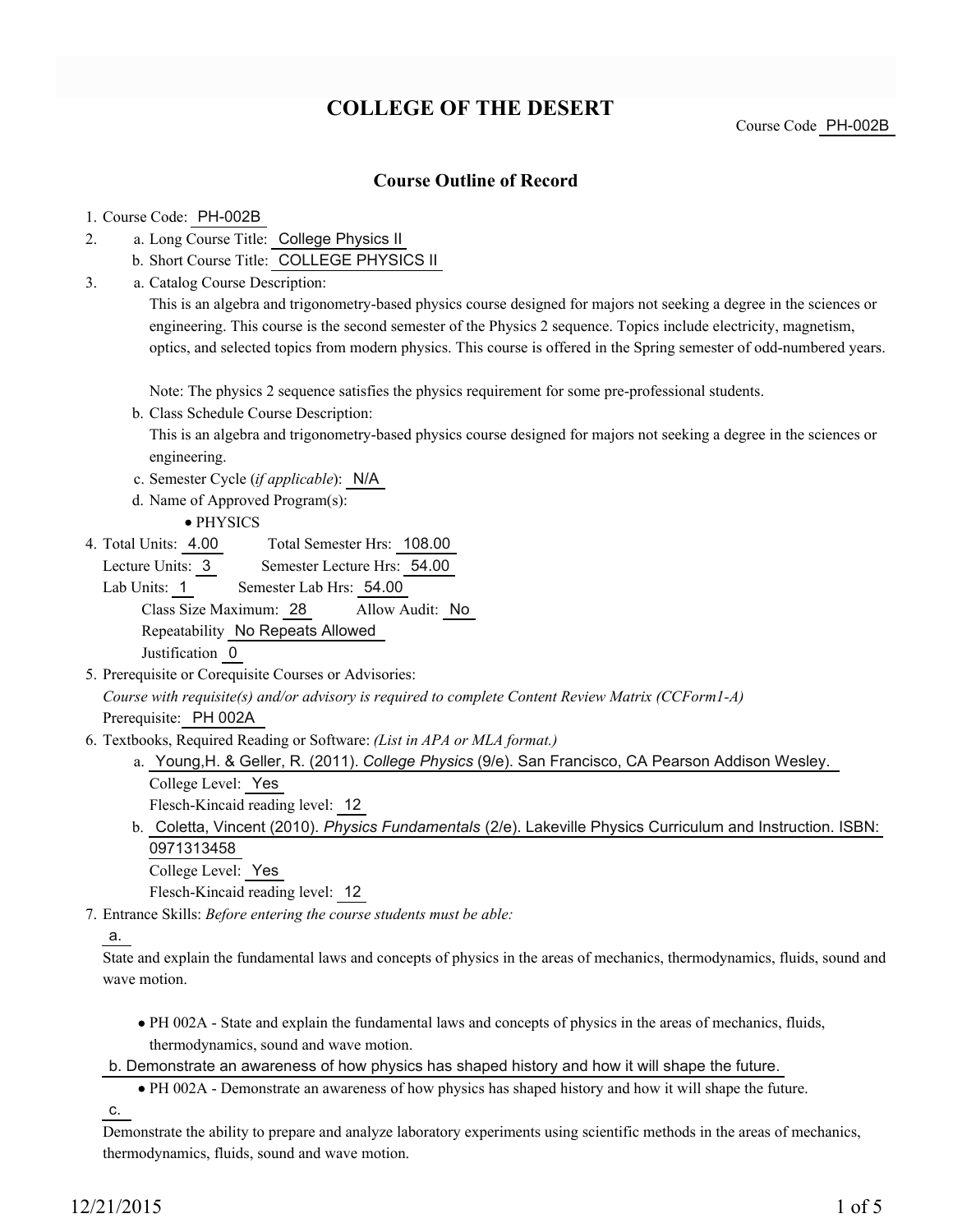# COLLEGE OF THE DESERT

Course Code PH-002B

## Course Outline of Record

1. Course Code: PH-002B
2. a. Long Course Title: College Physics II
   b. Short Course Title: COLLEGE PHYSICS II
3. a. Catalog Course Description:

   This is an algebra and trigonometry-based physics course designed for majors not seeking a degree in the sciences or engineering. This course is the second semester of the Physics 2 sequence. Topics include electricity, magnetism, optics, and selected topics from modern physics. This course is offered in the Spring semester of odd-numbered years.

   Note: The physics 2 sequence satisfies the physics requirement for some pre-professional students.

   b. Class Schedule Course Description:

   This is an algebra and trigonometry-based physics course designed for majors not seeking a degree in the sciences or engineering.

   c. Semester Cycle (*if applicable*): N/A

   d. Name of Approved Program(s):
   - PHYSICS
4. Total Units: 4.00 Total Semester Hrs: 108.00
   Lecture Units: 3 Semester Lecture Hrs: 54.00
   Lab Units: 1 Semester Lab Hrs: 54.00
   Class Size Maximum: 28 Allow Audit: No
   Repeatability No Repeats Allowed
   Justification 0
5. Prerequisite or Corequisite Courses or Advisories:
   *Course with requisite(s) and/or advisory is required to complete Content Review Matrix (CCForm1-A)*
   Prerequisite: PH 002A
6. Textbooks, Required Reading or Software: *(List in APA or MLA format.)*
   a. Young,H. & Geller, R. (2011). *College Physics* (9/e). San Francisco, CA Pearson Addison Wesley.
   College Level: Yes
   Flesch-Kincaid reading level: 12
   b. Coletta, Vincent (2010). *Physics Fundamentals* (2/e). Lakeville Physics Curriculum and Instruction. ISBN: 0971313458
   College Level: Yes
   Flesch-Kincaid reading level: 12
7. Entrance Skills: *Before entering the course students must be able:*

   a.

   State and explain the fundamental laws and concepts of physics in the areas of mechanics, thermodynamics, fluids, sound and wave motion.

   - PH 002A - State and explain the fundamental laws and concepts of physics in the areas of mechanics, fluids, thermodynamics, sound and wave motion.

   b. Demonstrate an awareness of how physics has shaped history and how it will shape the future.

   - PH 002A - Demonstrate an awareness of how physics has shaped history and how it will shape the future.

   c.

   Demonstrate the ability to prepare and analyze laboratory experiments using scientific methods in the areas of mechanics, thermodynamics, fluids, sound and wave motion.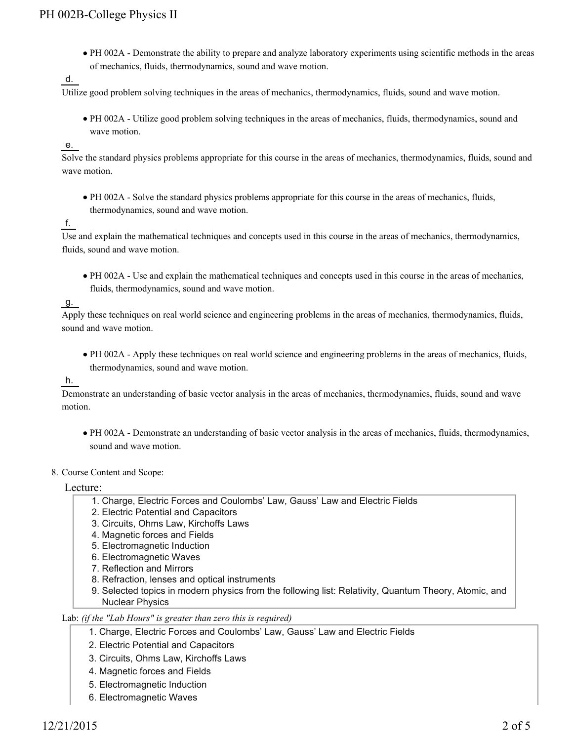- PH 002A - Demonstrate the ability to prepare and analyze laboratory experiments using scientific methods in the areas of mechanics, fluids, thermodynamics, sound and wave motion.

d. Utilize good problem solving techniques in the areas of mechanics, thermodynamics, fluids, sound and wave motion.

- PH 002A - Utilize good problem solving techniques in the areas of mechanics, fluids, thermodynamics, sound and wave motion.

e. Solve the standard physics problems appropriate for this course in the areas of mechanics, thermodynamics, fluids, sound and wave motion.

- PH 002A - Solve the standard physics problems appropriate for this course in the areas of mechanics, fluids, thermodynamics, sound and wave motion.

f. Use and explain the mathematical techniques and concepts used in this course in the areas of mechanics, thermodynamics, fluids, sound and wave motion.

- PH 002A - Use and explain the mathematical techniques and concepts used in this course in the areas of mechanics, fluids, thermodynamics, sound and wave motion.

g. Apply these techniques on real world science and engineering problems in the areas of mechanics, thermodynamics, fluids, sound and wave motion.

- PH 002A - Apply these techniques on real world science and engineering problems in the areas of mechanics, fluids, thermodynamics, sound and wave motion.

h. Demonstrate an understanding of basic vector analysis in the areas of mechanics, thermodynamics, fluids, sound and wave motion.

- PH 002A - Demonstrate an understanding of basic vector analysis in the areas of mechanics, fluids, thermodynamics, sound and wave motion.

8. Course Content and Scope:

Lecture:

1. Charge, Electric Forces and Coulombs' Law, Gauss' Law and Electric Fields
2. Electric Potential and Capacitors
3. Circuits, Ohms Law, Kirchoffs Laws
4. Magnetic forces and Fields
5. Electromagnetic Induction
6. Electromagnetic Waves
7. Reflection and Mirrors
8. Refraction, lenses and optical instruments
9. Selected topics in modern physics from the following list: Relativity, Quantum Theory, Atomic, and Nuclear Physics

Lab: *(if the "Lab Hours" is greater than zero this is required)*

1. Charge, Electric Forces and Coulombs' Law, Gauss' Law and Electric Fields
2. Electric Potential and Capacitors
3. Circuits, Ohms Law, Kirchoffs Laws
4. Magnetic forces and Fields
5. Electromagnetic Induction
6. Electromagnetic Waves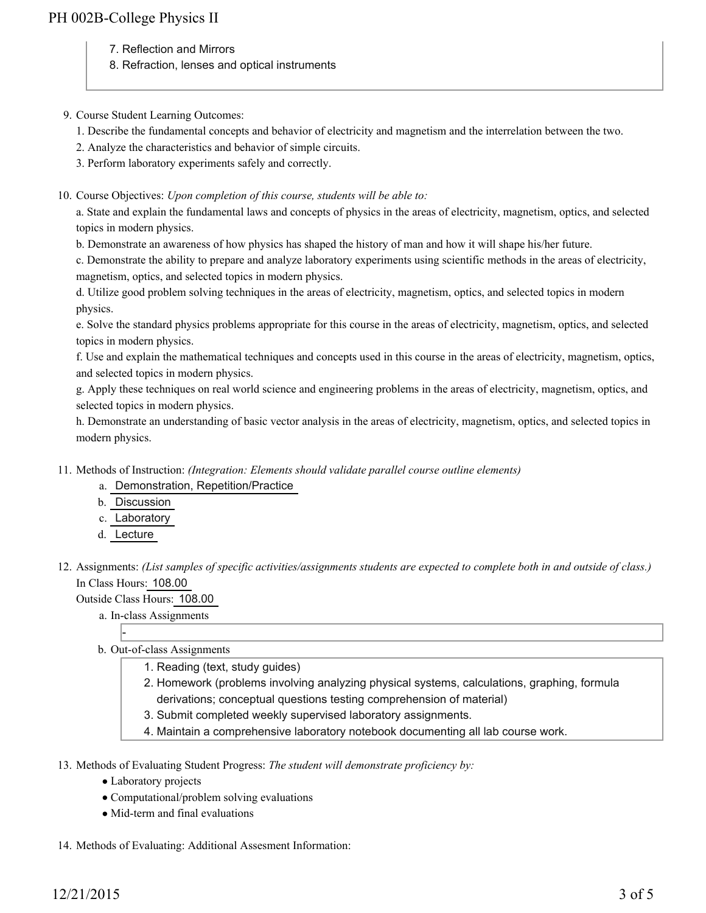7. Reflection and Mirrors
8. Refraction, lenses and optical instruments

9. Course Student Learning Outcomes:
   1. Describe the fundamental concepts and behavior of electricity and magnetism and the interrelation between the two.
   2. Analyze the characteristics and behavior of simple circuits.
   3. Perform laboratory experiments safely and correctly.

10. Course Objectives: *Upon completion of this course, students will be able to:*

    a. State and explain the fundamental laws and concepts of physics in the areas of electricity, magnetism, optics, and selected topics in modern physics.

    b. Demonstrate an awareness of how physics has shaped the history of man and how it will shape his/her future.

    c. Demonstrate the ability to prepare and analyze laboratory experiments using scientific methods in the areas of electricity, magnetism, optics, and selected topics in modern physics.

    d. Utilize good problem solving techniques in the areas of electricity, magnetism, optics, and selected topics in modern physics.

    e. Solve the standard physics problems appropriate for this course in the areas of electricity, magnetism, optics, and selected topics in modern physics.

    f. Use and explain the mathematical techniques and concepts used in this course in the areas of electricity, magnetism, optics, and selected topics in modern physics.

    g. Apply these techniques on real world science and engineering problems in the areas of electricity, magnetism, optics, and selected topics in modern physics.

    h. Demonstrate an understanding of basic vector analysis in the areas of electricity, magnetism, optics, and selected topics in modern physics.

11. Methods of Instruction: *(Integration: Elements should validate parallel course outline elements)*
    a. Demonstration, Repetition/Practice
    b. Discussion
    c. Laboratory
    d. Lecture

12. Assignments: *(List samples of specific activities/assignments students are expected to complete both in and outside of class.)*

    In Class Hours: 108.00

    Outside Class Hours: 108.00

    a. In-class Assignments

       -

    b. Out-of-class Assignments
       1. Reading (text, study guides)
       2. Homework (problems involving analyzing physical systems, calculations, graphing, formula derivations; conceptual questions testing comprehension of material)
       3. Submit completed weekly supervised laboratory assignments.
       4. Maintain a comprehensive laboratory notebook documenting all lab course work.

13. Methods of Evaluating Student Progress: *The student will demonstrate proficiency by:*
    - Laboratory projects
    - Computational/problem solving evaluations
    - Mid-term and final evaluations

14. Methods of Evaluating: Additional Assesment Information: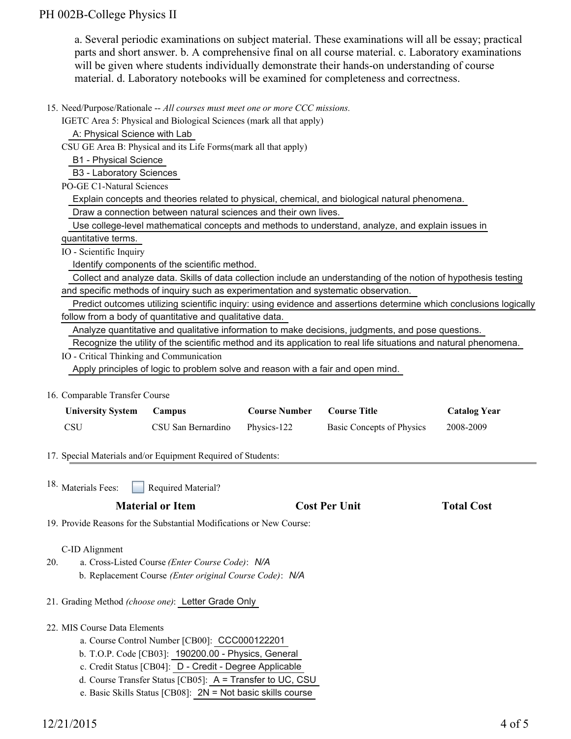a. Several periodic examinations on subject material. These examinations will all be essay; practical parts and short answer. b. A comprehensive final on all course material. c. Laboratory examinations will be given where students individually demonstrate their hands-on understanding of course material. d. Laboratory notebooks will be examined for completeness and correctness.

15. Need/Purpose/Rationale -- *All courses must meet one or more CCC missions.*

    IGETC Area 5: Physical and Biological Sciences (mark all that apply)

    A: Physical Science with Lab

    CSU GE Area B: Physical and its Life Forms(mark all that apply)

    B1 - Physical Science

    B3 - Laboratory Sciences

    PO-GE C1-Natural Sciences

    Explain concepts and theories related to physical, chemical, and biological natural phenomena.

    Draw a connection between natural sciences and their own lives.

    Use college-level mathematical concepts and methods to understand, analyze, and explain issues in quantitative terms.

    IO - Scientific Inquiry

    Identify components of the scientific method.

    Collect and analyze data. Skills of data collection include an understanding of the notion of hypothesis testing and specific methods of inquiry such as experimentation and systematic observation.

    Predict outcomes utilizing scientific inquiry: using evidence and assertions determine which conclusions logically follow from a body of quantitative and qualitative data.

    Analyze quantitative and qualitative information to make decisions, judgments, and pose questions.

    Recognize the utility of the scientific method and its application to real life situations and natural phenomena.

    IO - Critical Thinking and Communication

    Apply principles of logic to problem solve and reason with a fair and open mind.

16. Comparable Transfer Course

| University System | Campus | Course Number | Course Title | Catalog Year |
|---|---|---|---|---|
| CSU | CSU San Bernardino | Physics-122 | Basic Concepts of Physics | 2008-2009 |

17. Special Materials and/or Equipment Required of Students:

18. Materials Fees: ☐ Required Material?

| Material or Item | Cost Per Unit | Total Cost |
|---|---|---|

19. Provide Reasons for the Substantial Modifications or New Course:

20. C-ID Alignment
    a. Cross-Listed Course *(Enter Course Code)*: *N/A*
    b. Replacement Course *(Enter original Course Code)*: *N/A*

21. Grading Method *(choose one)*: Letter Grade Only

22. MIS Course Data Elements
    a. Course Control Number [CB00]: CCC000122201
    b. T.O.P. Code [CB03]: 190200.00 - Physics, General
    c. Credit Status [CB04]: D - Credit - Degree Applicable
    d. Course Transfer Status [CB05]: A = Transfer to UC, CSU
    e. Basic Skills Status [CB08]: 2N = Not basic skills course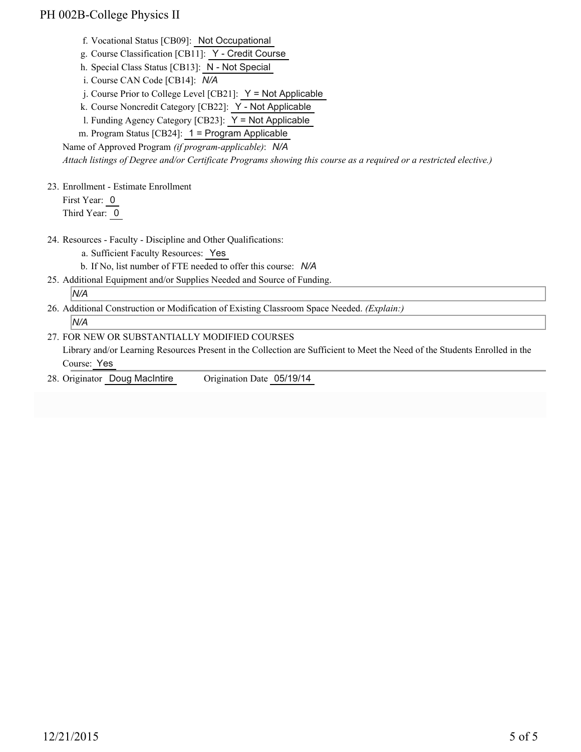f. Vocational Status [CB09]: Not Occupational
g. Course Classification [CB11]: Y - Credit Course
h. Special Class Status [CB13]: N - Not Special
i. Course CAN Code [CB14]: *N/A*
j. Course Prior to College Level [CB21]: Y = Not Applicable
k. Course Noncredit Category [CB22]: Y - Not Applicable
l. Funding Agency Category [CB23]: Y = Not Applicable
m. Program Status [CB24]: 1 = Program Applicable

Name of Approved Program *(if program-applicable)*: *N/A*

*Attach listings of Degree and/or Certificate Programs showing this course as a required or a restricted elective.)*

23. Enrollment - Estimate Enrollment
    First Year: 0
    Third Year: 0

24. Resources - Faculty - Discipline and Other Qualifications:
    a. Sufficient Faculty Resources: Yes
    b. If No, list number of FTE needed to offer this course: *N/A*

25. Additional Equipment and/or Supplies Needed and Source of Funding.
    *N/A*

26. Additional Construction or Modification of Existing Classroom Space Needed. *(Explain:)*
    *N/A*

27. FOR NEW OR SUBSTANTIALLY MODIFIED COURSES
    Library and/or Learning Resources Present in the Collection are Sufficient to Meet the Need of the Students Enrolled in the Course: Yes

28. Originator Doug MacIntire Origination Date 05/19/14